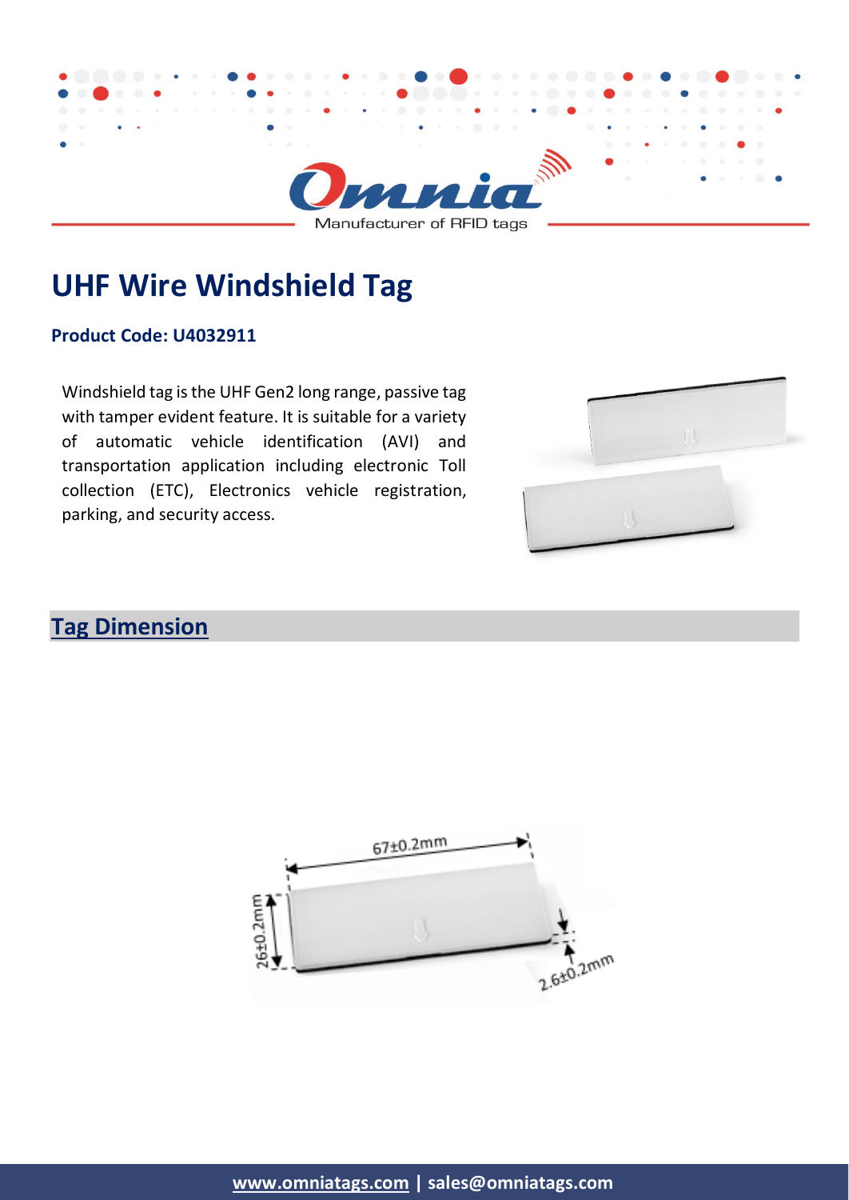# UHF Wire Windshield Tag

**Product Code: U4032911**

Windshield tag is the UHF Gen2 long range, passive tag with tamper evident feature. It is suitable for a variety of automatic vehicle identification (AVI) and transportation application including electronic Toll collection (ETC), Electronics vehicle registration, parking, and security access.

## Tag Dimension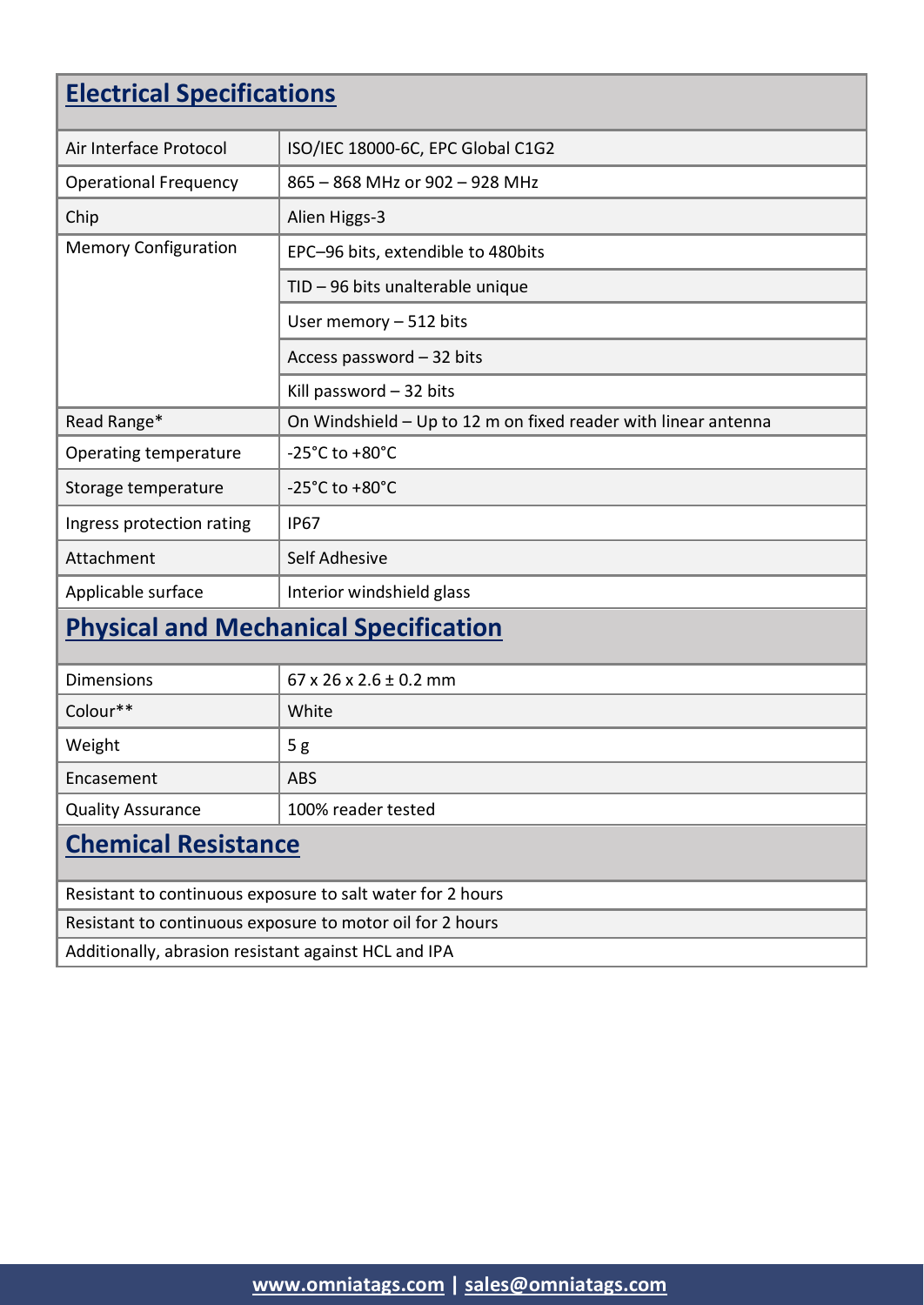## Electrical Specifications

| | |
|---|---|
| Air Interface Protocol | ISO/IEC 18000-6C, EPC Global C1G2 |
| Operational Frequency | 865 – 868 MHz or 902 – 928 MHz |
| Chip | Alien Higgs-3 |
| Memory Configuration | EPC–96 bits, extendible to 480bits |
| | TID – 96 bits unalterable unique |
| | User memory – 512 bits |
| | Access password – 32 bits |
| | Kill password – 32 bits |
| Read Range* | On Windshield – Up to 12 m on fixed reader with linear antenna |
| Operating temperature | -25°C to +80°C |
| Storage temperature | -25°C to +80°C |
| Ingress protection rating | IP67 |
| Attachment | Self Adhesive |
| Applicable surface | Interior windshield glass |

## Physical and Mechanical Specification

| | |
|---|---|
| Dimensions | 67 x 26 x 2.6 ± 0.2 mm |
| Colour** | White |
| Weight | 5 g |
| Encasement | ABS |
| Quality Assurance | 100% reader tested |

## Chemical Resistance

- Resistant to continuous exposure to salt water for 2 hours
- Resistant to continuous exposure to motor oil for 2 hours
- Additionally, abrasion resistant against HCL and IPA

www.omniatags.com | sales@omniatags.com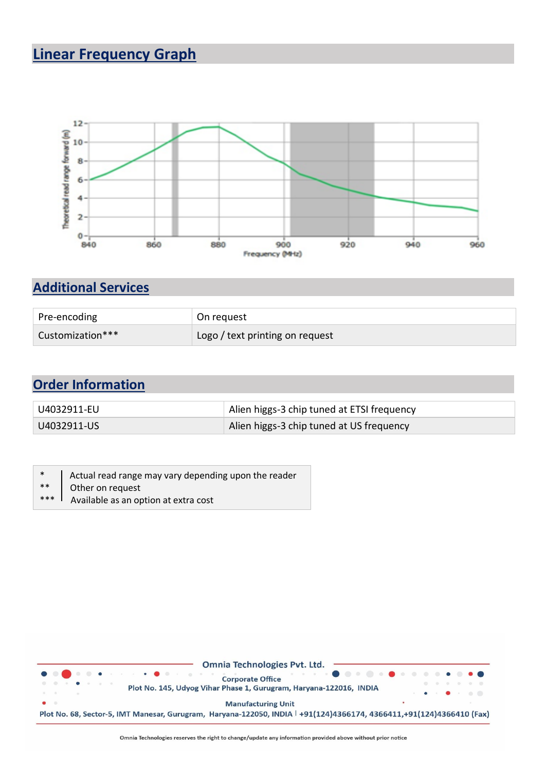## Linear Frequency Graph

Theoretical read range forward (m)

12
10
8
6
4
2
0

840 860 880 900 920 940 960

Frequency (MHz)

## Additional Services

| | |
|---|---|
| Pre-encoding | On request |
| Customization*** | Logo / text printing on request |

## Order Information

| | |
|---|---|
| U4032911-EU | Alien higgs-3 chip tuned at ETSI frequency |
| U4032911-US | Alien higgs-3 chip tuned at US frequency |

| | |
|---|---|
| * | Actual read range may vary depending upon the reader |
| ** | Other on request |
| *** | Available as an option at extra cost |

**Omnia Technologies Pvt. Ltd.**

Corporate Office
Plot No. 145, Udyog Vihar Phase 1, Gurugram, Haryana-122016, INDIA

Manufacturing Unit
Plot No. 68, Sector-5, IMT Manesar, Gurugram, Haryana-122050, INDIA | +91(124)4366174, 4366411,+91(124)4366410 (Fax)

Omnia Technologies reserves the right to change/update any information provided above without prior notice